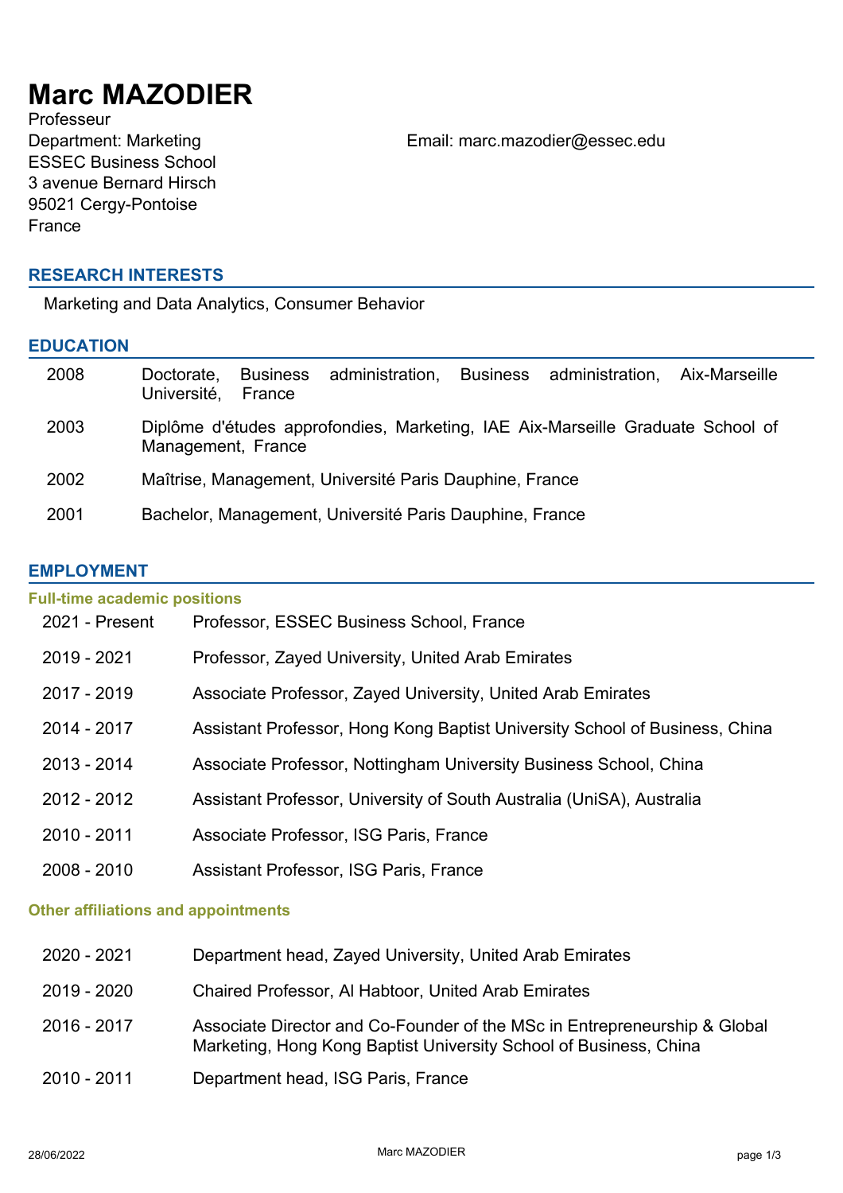# Marc MAZODIER

Professeur
Department: Marketing
ESSEC Business School
3 avenue Bernard Hirsch
95021 Cergy-Pontoise
France

Email: marc.mazodier@essec.edu

## RESEARCH INTERESTS

Marketing and Data Analytics, Consumer Behavior

## EDUCATION

| | |
|---|---|
| 2008 | Doctorate, Business administration, Business administration, Aix-Marseille Université, France |
| 2003 | Diplôme d'études approfondies, Marketing, IAE Aix-Marseille Graduate School of Management, France |
| 2002 | Maîtrise, Management, Université Paris Dauphine, France |
| 2001 | Bachelor, Management, Université Paris Dauphine, France |

## EMPLOYMENT

### Full-time academic positions

| | |
|---|---|
| 2021 - Present | Professor, ESSEC Business School, France |
| 2019 - 2021 | Professor, Zayed University, United Arab Emirates |
| 2017 - 2019 | Associate Professor, Zayed University, United Arab Emirates |
| 2014 - 2017 | Assistant Professor, Hong Kong Baptist University School of Business, China |
| 2013 - 2014 | Associate Professor, Nottingham University Business School, China |
| 2012 - 2012 | Assistant Professor, University of South Australia (UniSA), Australia |
| 2010 - 2011 | Associate Professor, ISG Paris, France |
| 2008 - 2010 | Assistant Professor, ISG Paris, France |

### Other affiliations and appointments

| | |
|---|---|
| 2020 - 2021 | Department head, Zayed University, United Arab Emirates |
| 2019 - 2020 | Chaired Professor, Al Habtoor, United Arab Emirates |
| 2016 - 2017 | Associate Director and Co-Founder of the MSc in Entrepreneurship & Global Marketing, Hong Kong Baptist University School of Business, China |
| 2010 - 2011 | Department head, ISG Paris, France |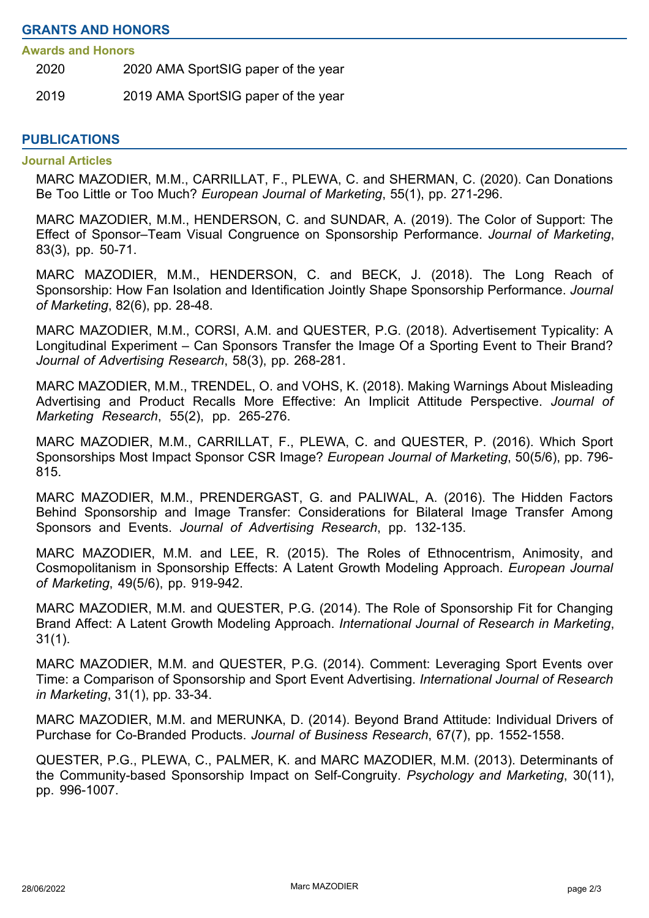## GRANTS AND HONORS

### Awards and Honors

2020 2020 AMA SportSIG paper of the year

2019 2019 AMA SportSIG paper of the year

## PUBLICATIONS

### Journal Articles

MARC MAZODIER, M.M., CARRILLAT, F., PLEWA, C. and SHERMAN, C. (2020). Can Donations Be Too Little or Too Much? *European Journal of Marketing*, 55(1), pp. 271-296.

MARC MAZODIER, M.M., HENDERSON, C. and SUNDAR, A. (2019). The Color of Support: The Effect of Sponsor–Team Visual Congruence on Sponsorship Performance. *Journal of Marketing*, 83(3), pp. 50-71.

MARC MAZODIER, M.M., HENDERSON, C. and BECK, J. (2018). The Long Reach of Sponsorship: How Fan Isolation and Identification Jointly Shape Sponsorship Performance. *Journal of Marketing*, 82(6), pp. 28-48.

MARC MAZODIER, M.M., CORSI, A.M. and QUESTER, P.G. (2018). Advertisement Typicality: A Longitudinal Experiment – Can Sponsors Transfer the Image Of a Sporting Event to Their Brand? *Journal of Advertising Research*, 58(3), pp. 268-281.

MARC MAZODIER, M.M., TRENDEL, O. and VOHS, K. (2018). Making Warnings About Misleading Advertising and Product Recalls More Effective: An Implicit Attitude Perspective. *Journal of Marketing Research*, 55(2), pp. 265-276.

MARC MAZODIER, M.M., CARRILLAT, F., PLEWA, C. and QUESTER, P. (2016). Which Sport Sponsorships Most Impact Sponsor CSR Image? *European Journal of Marketing*, 50(5/6), pp. 796-815.

MARC MAZODIER, M.M., PRENDERGAST, G. and PALIWAL, A. (2016). The Hidden Factors Behind Sponsorship and Image Transfer: Considerations for Bilateral Image Transfer Among Sponsors and Events. *Journal of Advertising Research*, pp. 132-135.

MARC MAZODIER, M.M. and LEE, R. (2015). The Roles of Ethnocentrism, Animosity, and Cosmopolitanism in Sponsorship Effects: A Latent Growth Modeling Approach. *European Journal of Marketing*, 49(5/6), pp. 919-942.

MARC MAZODIER, M.M. and QUESTER, P.G. (2014). The Role of Sponsorship Fit for Changing Brand Affect: A Latent Growth Modeling Approach. *International Journal of Research in Marketing*, 31(1).

MARC MAZODIER, M.M. and QUESTER, P.G. (2014). Comment: Leveraging Sport Events over Time: a Comparison of Sponsorship and Sport Event Advertising. *International Journal of Research in Marketing*, 31(1), pp. 33-34.

MARC MAZODIER, M.M. and MERUNKA, D. (2014). Beyond Brand Attitude: Individual Drivers of Purchase for Co-Branded Products. *Journal of Business Research*, 67(7), pp. 1552-1558.

QUESTER, P.G., PLEWA, C., PALMER, K. and MARC MAZODIER, M.M. (2013). Determinants of the Community-based Sponsorship Impact on Self-Congruity. *Psychology and Marketing*, 30(11), pp. 996-1007.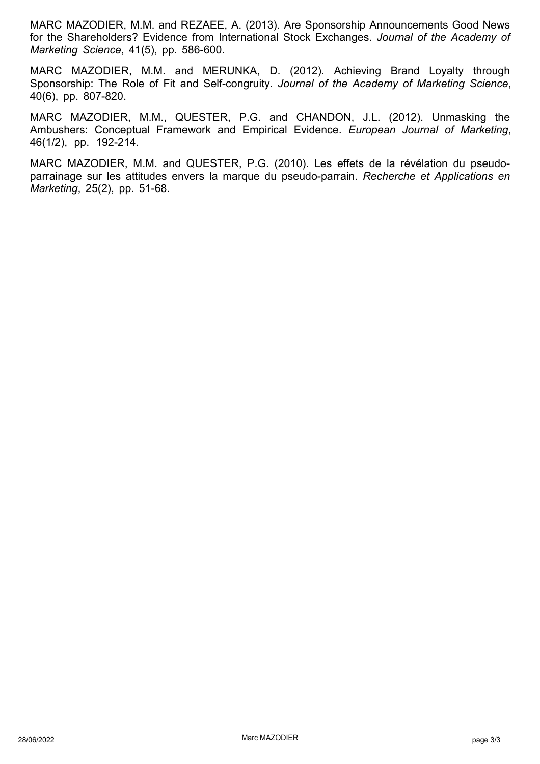MARC MAZODIER, M.M. and REZAEE, A. (2013). Are Sponsorship Announcements Good News for the Shareholders? Evidence from International Stock Exchanges. *Journal of the Academy of Marketing Science*, 41(5), pp. 586-600.

MARC MAZODIER, M.M. and MERUNKA, D. (2012). Achieving Brand Loyalty through Sponsorship: The Role of Fit and Self-congruity. *Journal of the Academy of Marketing Science*, 40(6), pp. 807-820.

MARC MAZODIER, M.M., QUESTER, P.G. and CHANDON, J.L. (2012). Unmasking the Ambushers: Conceptual Framework and Empirical Evidence. *European Journal of Marketing*, 46(1/2), pp. 192-214.

MARC MAZODIER, M.M. and QUESTER, P.G. (2010). Les effets de la révélation du pseudo-parrainage sur les attitudes envers la marque du pseudo-parrain. *Recherche et Applications en Marketing*, 25(2), pp. 51-68.